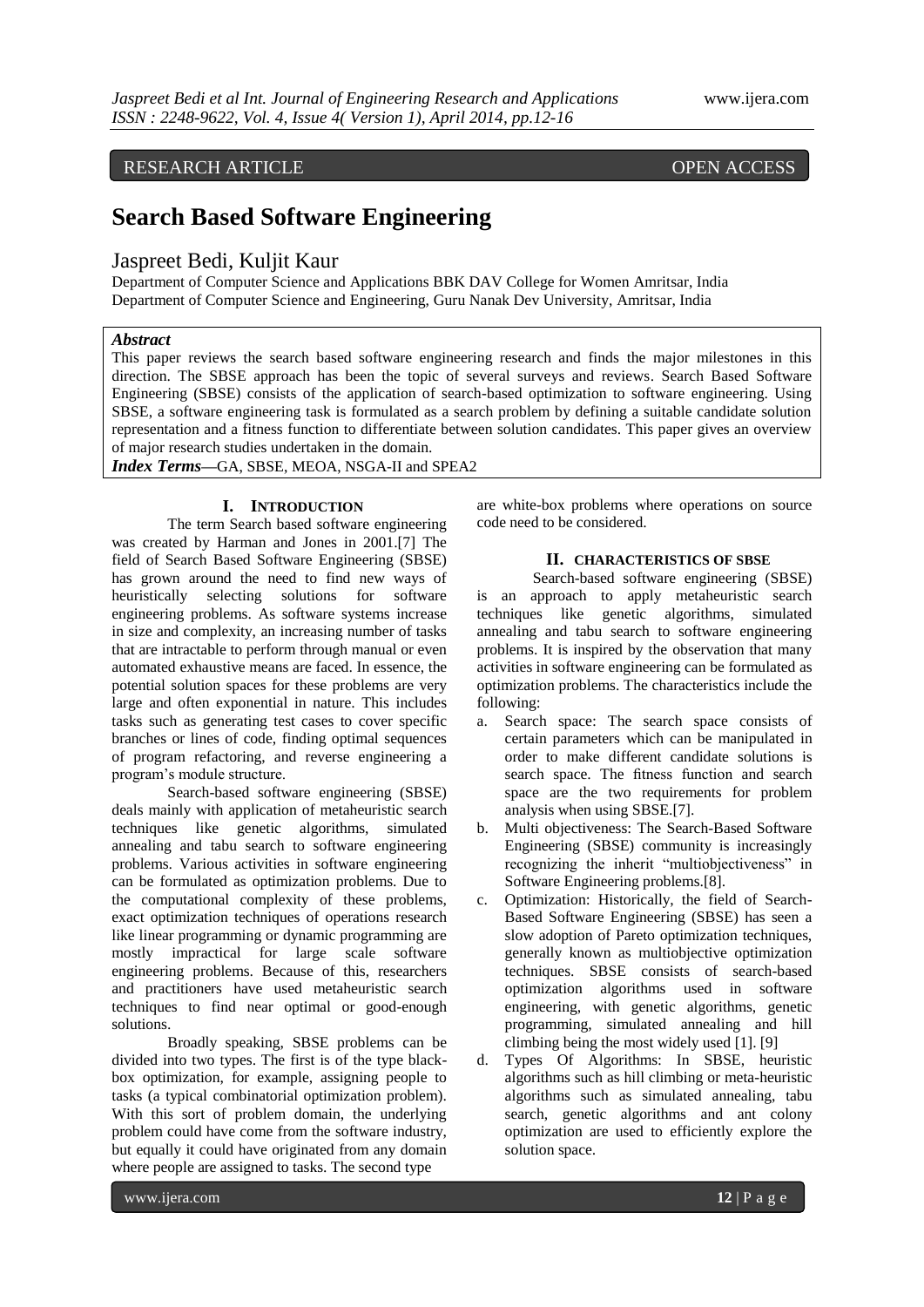RESEARCH ARTICLE OPEN ACCESS

# Search Based Software Engineering

Jaspreet Bedi, Kuljit Kaur

Department of Computer Science and Applications BBK DAV College for Women Amritsar, India
Department of Computer Science and Engineering, Guru Nanak Dev University, Amritsar, India

***Abstract***

This paper reviews the search based software engineering research and finds the major milestones in this direction. The SBSE approach has been the topic of several surveys and reviews. Search Based Software Engineering (SBSE) consists of the application of search-based optimization to software engineering. Using SBSE, a software engineering task is formulated as a search problem by defining a suitable candidate solution representation and a fitness function to differentiate between solution candidates. This paper gives an overview of major research studies undertaken in the domain.

***Index Terms***—GA, SBSE, MEOA, NSGA-II and SPEA2

## I. INTRODUCTION

The term Search based software engineering was created by Harman and Jones in 2001.[7] The field of Search Based Software Engineering (SBSE) has grown around the need to find new ways of heuristically selecting solutions for software engineering problems. As software systems increase in size and complexity, an increasing number of tasks that are intractable to perform through manual or even automated exhaustive means are faced. In essence, the potential solution spaces for these problems are very large and often exponential in nature. This includes tasks such as generating test cases to cover specific branches or lines of code, finding optimal sequences of program refactoring, and reverse engineering a program's module structure.

Search-based software engineering (SBSE) deals mainly with application of metaheuristic search techniques like genetic algorithms, simulated annealing and tabu search to software engineering problems. Various activities in software engineering can be formulated as optimization problems. Due to the computational complexity of these problems, exact optimization techniques of operations research like linear programming or dynamic programming are mostly impractical for large scale software engineering problems. Because of this, researchers and practitioners have used metaheuristic search techniques to find near optimal or good-enough solutions.

Broadly speaking, SBSE problems can be divided into two types. The first is of the type black-box optimization, for example, assigning people to tasks (a typical combinatorial optimization problem). With this sort of problem domain, the underlying problem could have come from the software industry, but equally it could have originated from any domain where people are assigned to tasks. The second type are white-box problems where operations on source code need to be considered.

## II. CHARACTERISTICS OF SBSE

Search-based software engineering (SBSE) is an approach to apply metaheuristic search techniques like genetic algorithms, simulated annealing and tabu search to software engineering problems. It is inspired by the observation that many activities in software engineering can be formulated as optimization problems. The characteristics include the following:

a. Search space: The search space consists of certain parameters which can be manipulated in order to make different candidate solutions is search space. The fitness function and search space are the two requirements for problem analysis when using SBSE.[7].
b. Multi objectiveness: The Search-Based Software Engineering (SBSE) community is increasingly recognizing the inherit "multiobjectiveness" in Software Engineering problems.[8].
c. Optimization: Historically, the field of Search-Based Software Engineering (SBSE) has seen a slow adoption of Pareto optimization techniques, generally known as multiobjective optimization techniques. SBSE consists of search-based optimization algorithms used in software engineering, with genetic algorithms, genetic programming, simulated annealing and hill climbing being the most widely used [1]. [9]
d. Types Of Algorithms: In SBSE, heuristic algorithms such as hill climbing or meta-heuristic algorithms such as simulated annealing, tabu search, genetic algorithms and ant colony optimization are used to efficiently explore the solution space.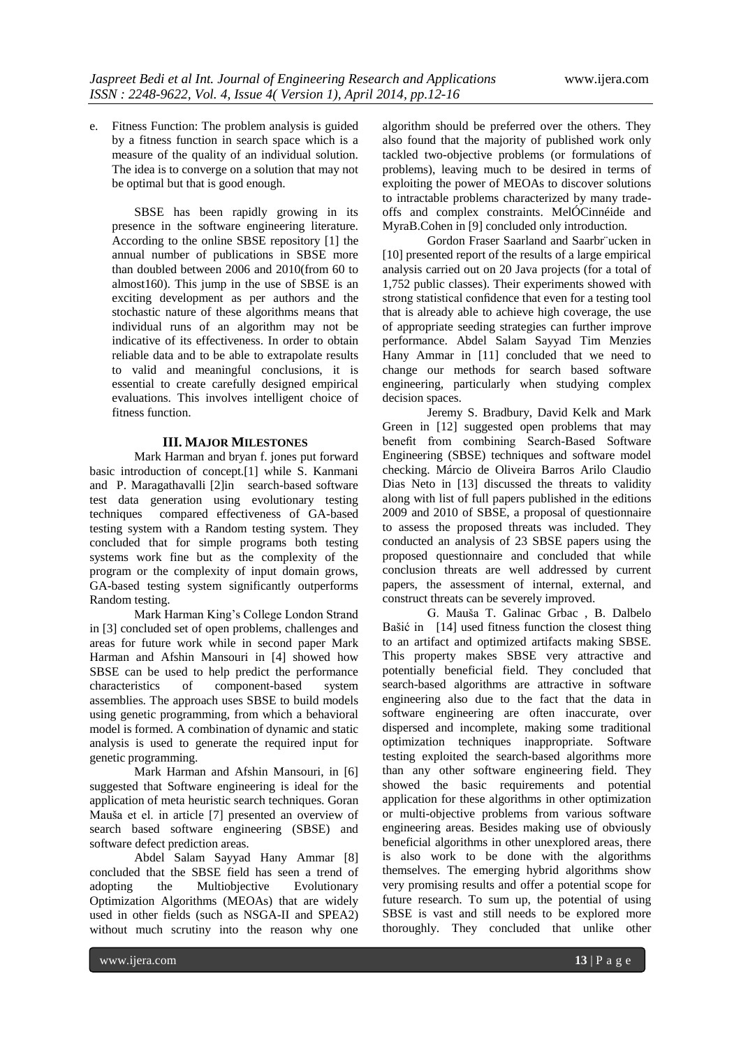e. Fitness Function: The problem analysis is guided by a fitness function in search space which is a measure of the quality of an individual solution. The idea is to converge on a solution that may not be optimal but that is good enough.

SBSE has been rapidly growing in its presence in the software engineering literature. According to the online SBSE repository [1] the annual number of publications in SBSE more than doubled between 2006 and 2010(from 60 to almost160). This jump in the use of SBSE is an exciting development as per authors and the stochastic nature of these algorithms means that individual runs of an algorithm may not be indicative of its effectiveness. In order to obtain reliable data and to be able to extrapolate results to valid and meaningful conclusions, it is essential to create carefully designed empirical evaluations. This involves intelligent choice of fitness function.

## III. MAJOR MILESTONES

Mark Harman and bryan f. jones put forward basic introduction of concept.[1] while S. Kanmani and P. Maragathavalli [2]in search-based software test data generation using evolutionary testing techniques compared effectiveness of GA-based testing system with a Random testing system. They concluded that for simple programs both testing systems work fine but as the complexity of the program or the complexity of input domain grows, GA-based testing system significantly outperforms Random testing.

Mark Harman King's College London Strand in [3] concluded set of open problems, challenges and areas for future work while in second paper Mark Harman and Afshin Mansouri in [4] showed how SBSE can be used to help predict the performance characteristics of component-based system assemblies. The approach uses SBSE to build models using genetic programming, from which a behavioral model is formed. A combination of dynamic and static analysis is used to generate the required input for genetic programming.

Mark Harman and Afshin Mansouri, in [6] suggested that Software engineering is ideal for the application of meta heuristic search techniques. Goran Mauša et el. in article [7] presented an overview of search based software engineering (SBSE) and software defect prediction areas.

Abdel Salam Sayyad Hany Ammar [8] concluded that the SBSE field has seen a trend of adopting the Multiobjective Evolutionary Optimization Algorithms (MEOAs) that are widely used in other fields (such as NSGA-II and SPEA2) without much scrutiny into the reason why one algorithm should be preferred over the others. They also found that the majority of published work only tackled two-objective problems (or formulations of problems), leaving much to be desired in terms of exploiting the power of MEOAs to discover solutions to intractable problems characterized by many trade-offs and complex constraints. MelÓCinnéide and MyraB.Cohen in [9] concluded only introduction.

Gordon Fraser Saarland and Saarbr¨ucken in [10] presented report of the results of a large empirical analysis carried out on 20 Java projects (for a total of 1,752 public classes). Their experiments showed with strong statistical confidence that even for a testing tool that is already able to achieve high coverage, the use of appropriate seeding strategies can further improve performance. Abdel Salam Sayyad Tim Menzies Hany Ammar in [11] concluded that we need to change our methods for search based software engineering, particularly when studying complex decision spaces.

Jeremy S. Bradbury, David Kelk and Mark Green in [12] suggested open problems that may benefit from combining Search-Based Software Engineering (SBSE) techniques and software model checking. Márcio de Oliveira Barros Arilo Claudio Dias Neto in [13] discussed the threats to validity along with list of full papers published in the editions 2009 and 2010 of SBSE, a proposal of questionnaire to assess the proposed threats was included. They conducted an analysis of 23 SBSE papers using the proposed questionnaire and concluded that while conclusion threats are well addressed by current papers, the assessment of internal, external, and construct threats can be severely improved.

G. Mauša T. Galinac Grbac , B. Dalbelo Bašić in [14] used fitness function the closest thing to an artifact and optimized artifacts making SBSE. This property makes SBSE very attractive and potentially beneficial field. They concluded that search-based algorithms are attractive in software engineering also due to the fact that the data in software engineering are often inaccurate, over dispersed and incomplete, making some traditional optimization techniques inappropriate. Software testing exploited the search-based algorithms more than any other software engineering field. They showed the basic requirements and potential application for these algorithms in other optimization or multi-objective problems from various software engineering areas. Besides making use of obviously beneficial algorithms in other unexplored areas, there is also work to be done with the algorithms themselves. The emerging hybrid algorithms show very promising results and offer a potential scope for future research. To sum up, the potential of using SBSE is vast and still needs to be explored more thoroughly. They concluded that unlike other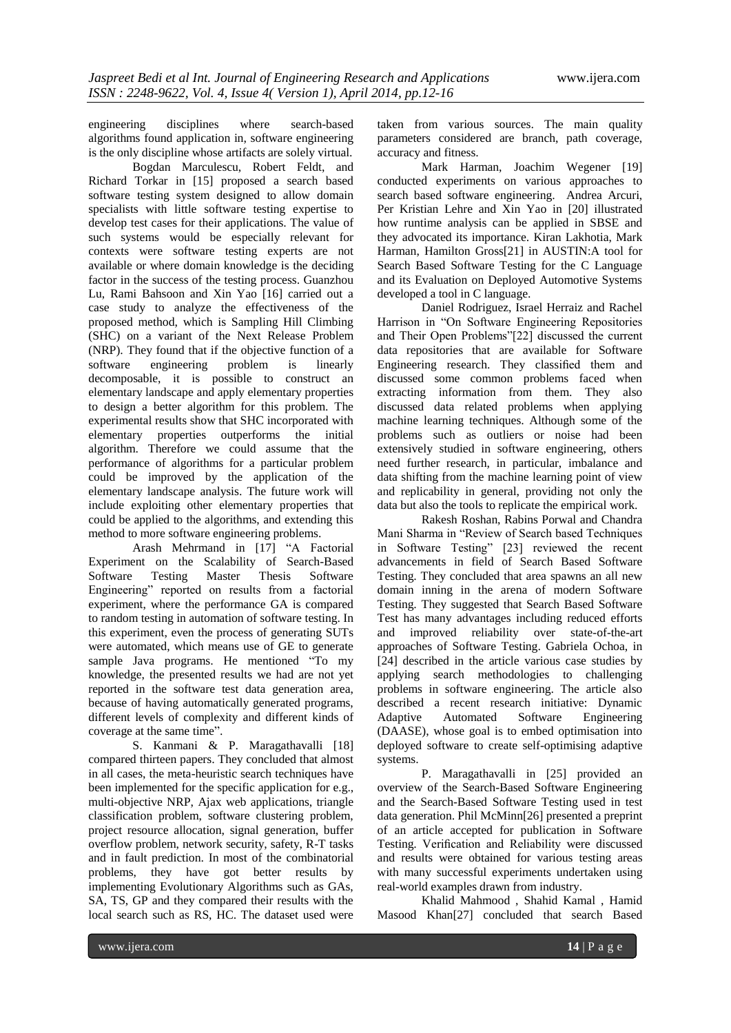engineering disciplines where search-based algorithms found application in, software engineering is the only discipline whose artifacts are solely virtual.

Bogdan Marculescu, Robert Feldt, and Richard Torkar in [15] proposed a search based software testing system designed to allow domain specialists with little software testing expertise to develop test cases for their applications. The value of such systems would be especially relevant for contexts were software testing experts are not available or where domain knowledge is the deciding factor in the success of the testing process. Guanzhou Lu, Rami Bahsoon and Xin Yao [16] carried out a case study to analyze the effectiveness of the proposed method, which is Sampling Hill Climbing (SHC) on a variant of the Next Release Problem (NRP). They found that if the objective function of a software engineering problem is linearly decomposable, it is possible to construct an elementary landscape and apply elementary properties to design a better algorithm for this problem. The experimental results show that SHC incorporated with elementary properties outperforms the initial algorithm. Therefore we could assume that the performance of algorithms for a particular problem could be improved by the application of the elementary landscape analysis. The future work will include exploiting other elementary properties that could be applied to the algorithms, and extending this method to more software engineering problems.

Arash Mehrmand in [17] "A Factorial Experiment on the Scalability of Search-Based Software Testing Master Thesis Software Engineering" reported on results from a factorial experiment, where the performance GA is compared to random testing in automation of software testing. In this experiment, even the process of generating SUTs were automated, which means use of GE to generate sample Java programs. He mentioned "To my knowledge, the presented results we had are not yet reported in the software test data generation area, because of having automatically generated programs, different levels of complexity and different kinds of coverage at the same time".

S. Kanmani & P. Maragathavalli [18] compared thirteen papers. They concluded that almost in all cases, the meta-heuristic search techniques have been implemented for the specific application for e.g., multi-objective NRP, Ajax web applications, triangle classification problem, software clustering problem, project resource allocation, signal generation, buffer overflow problem, network security, safety, R-T tasks and in fault prediction. In most of the combinatorial problems, they have got better results by implementing Evolutionary Algorithms such as GAs, SA, TS, GP and they compared their results with the local search such as RS, HC. The dataset used were taken from various sources. The main quality parameters considered are branch, path coverage, accuracy and fitness.

Mark Harman, Joachim Wegener [19] conducted experiments on various approaches to search based software engineering. Andrea Arcuri, Per Kristian Lehre and Xin Yao in [20] illustrated how runtime analysis can be applied in SBSE and they advocated its importance. Kiran Lakhotia, Mark Harman, Hamilton Gross[21] in AUSTIN:A tool for Search Based Software Testing for the C Language and its Evaluation on Deployed Automotive Systems developed a tool in C language.

Daniel Rodriguez, Israel Herraiz and Rachel Harrison in "On Software Engineering Repositories and Their Open Problems"[22] discussed the current data repositories that are available for Software Engineering research. They classified them and discussed some common problems faced when extracting information from them. They also discussed data related problems when applying machine learning techniques. Although some of the problems such as outliers or noise had been extensively studied in software engineering, others need further research, in particular, imbalance and data shifting from the machine learning point of view and replicability in general, providing not only the data but also the tools to replicate the empirical work.

Rakesh Roshan, Rabins Porwal and Chandra Mani Sharma in "Review of Search based Techniques in Software Testing" [23] reviewed the recent advancements in field of Search Based Software Testing. They concluded that area spawns an all new domain inning in the arena of modern Software Testing. They suggested that Search Based Software Test has many advantages including reduced efforts and improved reliability over state-of-the-art approaches of Software Testing. Gabriela Ochoa, in [24] described in the article various case studies by applying search methodologies to challenging problems in software engineering. The article also described a recent research initiative: Dynamic Adaptive Automated Software Engineering (DAASE), whose goal is to embed optimisation into deployed software to create self-optimising adaptive systems.

P. Maragathavalli in [25] provided an overview of the Search-Based Software Engineering and the Search-Based Software Testing used in test data generation. Phil McMinn[26] presented a preprint of an article accepted for publication in Software Testing. Verification and Reliability were discussed and results were obtained for various testing areas with many successful experiments undertaken using real-world examples drawn from industry.

Khalid Mahmood , Shahid Kamal , Hamid Masood Khan[27] concluded that search Based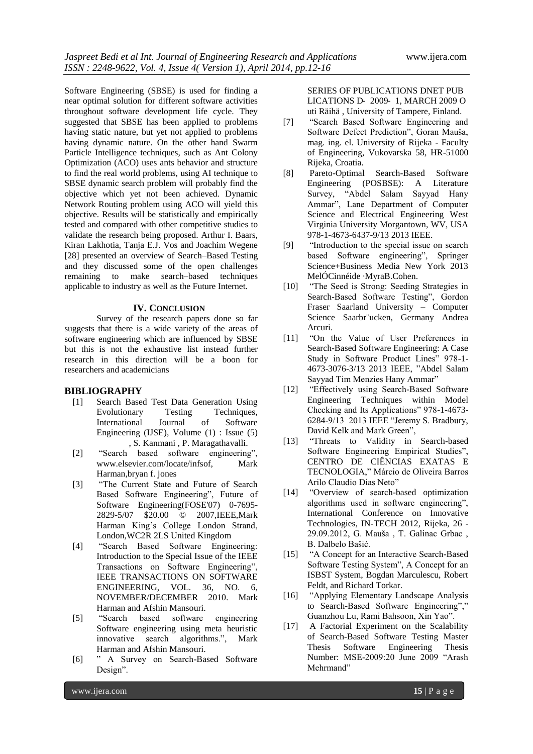Software Engineering (SBSE) is used for finding a near optimal solution for different software activities throughout software development life cycle. They suggested that SBSE has been applied to problems having static nature, but yet not applied to problems having dynamic nature. On the other hand Swarm Particle Intelligence techniques, such as Ant Colony Optimization (ACO) uses ants behavior and structure to find the real world problems, using AI technique to SBSE dynamic search problem will probably find the objective which yet not been achieved. Dynamic Network Routing problem using ACO will yield this objective. Results will be statistically and empirically tested and compared with other competitive studies to validate the research being proposed. Arthur I. Baars, Kiran Lakhotia, Tanja E.J. Vos and Joachim Wegene [28] presented an overview of Search–Based Testing and they discussed some of the open challenges remaining to make search–based techniques applicable to industry as well as the Future Internet.

## IV. CONCLUSION

Survey of the research papers done so far suggests that there is a wide variety of the areas of software engineering which are influenced by SBSE but this is not the exhaustive list instead further research in this direction will be a boon for researchers and academicians

## BIBLIOGRAPHY

[1] Search Based Test Data Generation Using Evolutionary Testing Techniques, International Journal of Software Engineering (IJSE), Volume (1) : Issue (5) , S. Kanmani , P. Maragathavalli.

[2] "Search based software engineering", www.elsevier.com/locate/infsof, Mark Harman,bryan f. jones

[3] "The Current State and Future of Search Based Software Engineering", Future of Software Engineering(FOSE'07) 0-7695-2829-5/07 $20.00 © 2007,IEEE,Mark Harman King's College London Strand, London,WC2R 2LS United Kingdom

[4] "Search Based Software Engineering: Introduction to the Special Issue of the IEEE Transactions on Software Engineering", IEEE TRANSACTIONS ON SOFTWARE ENGINEERING, VOL. 36, NO. 6, NOVEMBER/DECEMBER 2010. Mark Harman and Afshin Mansouri.

[5] "Search based software engineering Software engineering using meta heuristic innovative search algorithms.", Mark Harman and Afshin Mansouri.

[6] " A Survey on Search-Based Software Design". SERIES OF PUBLICATIONS DNET PUB LICATIONS D‐ 2009‐ 1, MARCH 2009 O uti Räihä , University of Tampere, Finland.

[7] "Search Based Software Engineering and Software Defect Prediction", Goran Mauša, mag. ing. el. University of Rijeka - Faculty of Engineering, Vukovarska 58, HR-51000 Rijeka, Croatia.

[8] Pareto-Optimal Search-Based Software Engineering (POSBSE): A Literature Survey, "Abdel Salam Sayyad Hany Ammar", Lane Department of Computer Science and Electrical Engineering West Virginia University Morgantown, WV, USA 978-1-4673-6437-9/13 2013 IEEE.

[9] "Introduction to the special issue on search based Software engineering", Springer Science+Business Media New York 2013 MelÓCinnéide ·MyraB.Cohen.

[10] "The Seed is Strong: Seeding Strategies in Search-Based Software Testing", Gordon Fraser Saarland University – Computer Science Saarbr¨ucken, Germany Andrea Arcuri.

[11] "On the Value of User Preferences in Search-Based Software Engineering: A Case Study in Software Product Lines" 978-1-4673-3076-3/13 2013 IEEE, "Abdel Salam Sayyad Tim Menzies Hany Ammar"

[12] "Effectively using Search-Based Software Engineering Techniques within Model Checking and Its Applications" 978-1-4673-6284-9/13 2013 IEEE "Jeremy S. Bradbury, David Kelk and Mark Green",

[13] "Threats to Validity in Search-based Software Engineering Empirical Studies", CENTRO DE CIÊNCIAS EXATAS E TECNOLOGIA," Márcio de Oliveira Barros Arilo Claudio Dias Neto"

[14] "Overview of search-based optimization algorithms used in software engineering", International Conference on Innovative Technologies, IN-TECH 2012, Rijeka, 26 - 29.09.2012, G. Mauša , T. Galinac Grbac , B. Dalbelo Bašić.

[15] "A Concept for an Interactive Search-Based Software Testing System", A Concept for an ISBST System, Bogdan Marculescu, Robert Feldt, and Richard Torkar.

[16] "Applying Elementary Landscape Analysis to Search-Based Software Engineering"," Guanzhou Lu, Rami Bahsoon, Xin Yao".

[17] A Factorial Experiment on the Scalability of Search-Based Software Testing Master Thesis Software Engineering Thesis Number: MSE-2009:20 June 2009 "Arash Mehrmand"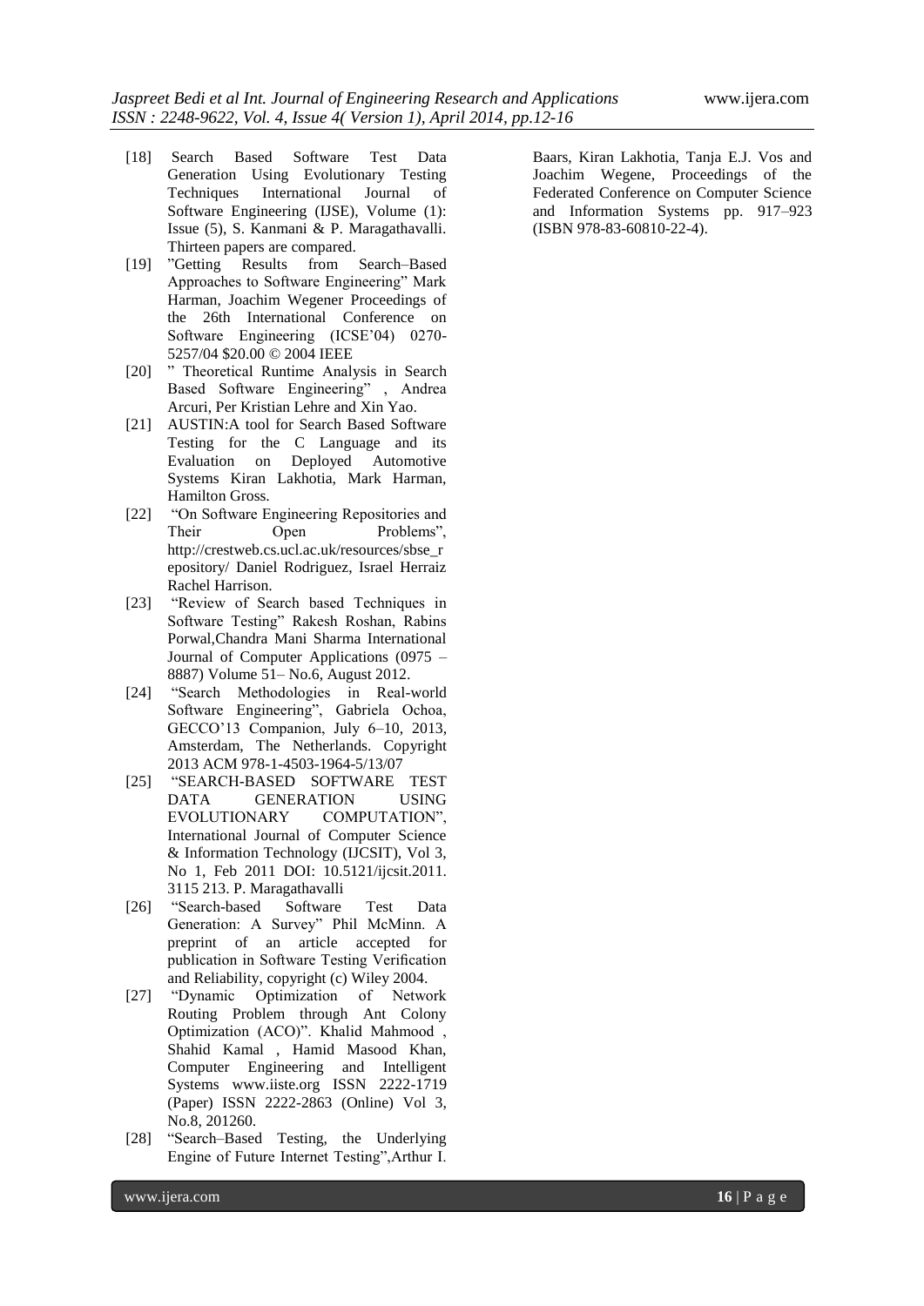[18] Search Based Software Test Data Generation Using Evolutionary Testing Techniques International Journal of Software Engineering (IJSE), Volume (1): Issue (5), S. Kanmani & P. Maragathavalli. Thirteen papers are compared.

[19] "Getting Results from Search–Based Approaches to Software Engineering" Mark Harman, Joachim Wegener Proceedings of the 26th International Conference on Software Engineering (ICSE'04) 0270-5257/04 $20.00 © 2004 IEEE

[20] " Theoretical Runtime Analysis in Search Based Software Engineering" , Andrea Arcuri, Per Kristian Lehre and Xin Yao.

[21] AUSTIN:A tool for Search Based Software Testing for the C Language and its Evaluation on Deployed Automotive Systems Kiran Lakhotia, Mark Harman, Hamilton Gross.

[22] "On Software Engineering Repositories and Their Open Problems", http://crestweb.cs.ucl.ac.uk/resources/sbse_repository/ Daniel Rodriguez, Israel Herraiz Rachel Harrison.

[23] "Review of Search based Techniques in Software Testing" Rakesh Roshan, Rabins Porwal,Chandra Mani Sharma International Journal of Computer Applications (0975 – 8887) Volume 51– No.6, August 2012.

[24] "Search Methodologies in Real-world Software Engineering", Gabriela Ochoa, GECCO'13 Companion, July 6–10, 2013, Amsterdam, The Netherlands. Copyright 2013 ACM 978-1-4503-1964-5/13/07

[25] "SEARCH-BASED SOFTWARE TEST DATA GENERATION USING EVOLUTIONARY COMPUTATION", International Journal of Computer Science & Information Technology (IJCSIT), Vol 3, No 1, Feb 2011 DOI: 10.5121/ijcsit.2011.3115 213. P. Maragathavalli

[26] "Search-based Software Test Data Generation: A Survey" Phil McMinn. A preprint of an article accepted for publication in Software Testing Verification and Reliability, copyright (c) Wiley 2004.

[27] "Dynamic Optimization of Network Routing Problem through Ant Colony Optimization (ACO)". Khalid Mahmood , Shahid Kamal , Hamid Masood Khan, Computer Engineering and Intelligent Systems www.iiste.org ISSN 2222-1719 (Paper) ISSN 2222-2863 (Online) Vol 3, No.8, 201260.

[28] "Search–Based Testing, the Underlying Engine of Future Internet Testing",Arthur I. Baars, Kiran Lakhotia, Tanja E.J. Vos and Joachim Wegene, Proceedings of the Federated Conference on Computer Science and Information Systems pp. 917–923 (ISBN 978-83-60810-22-4).